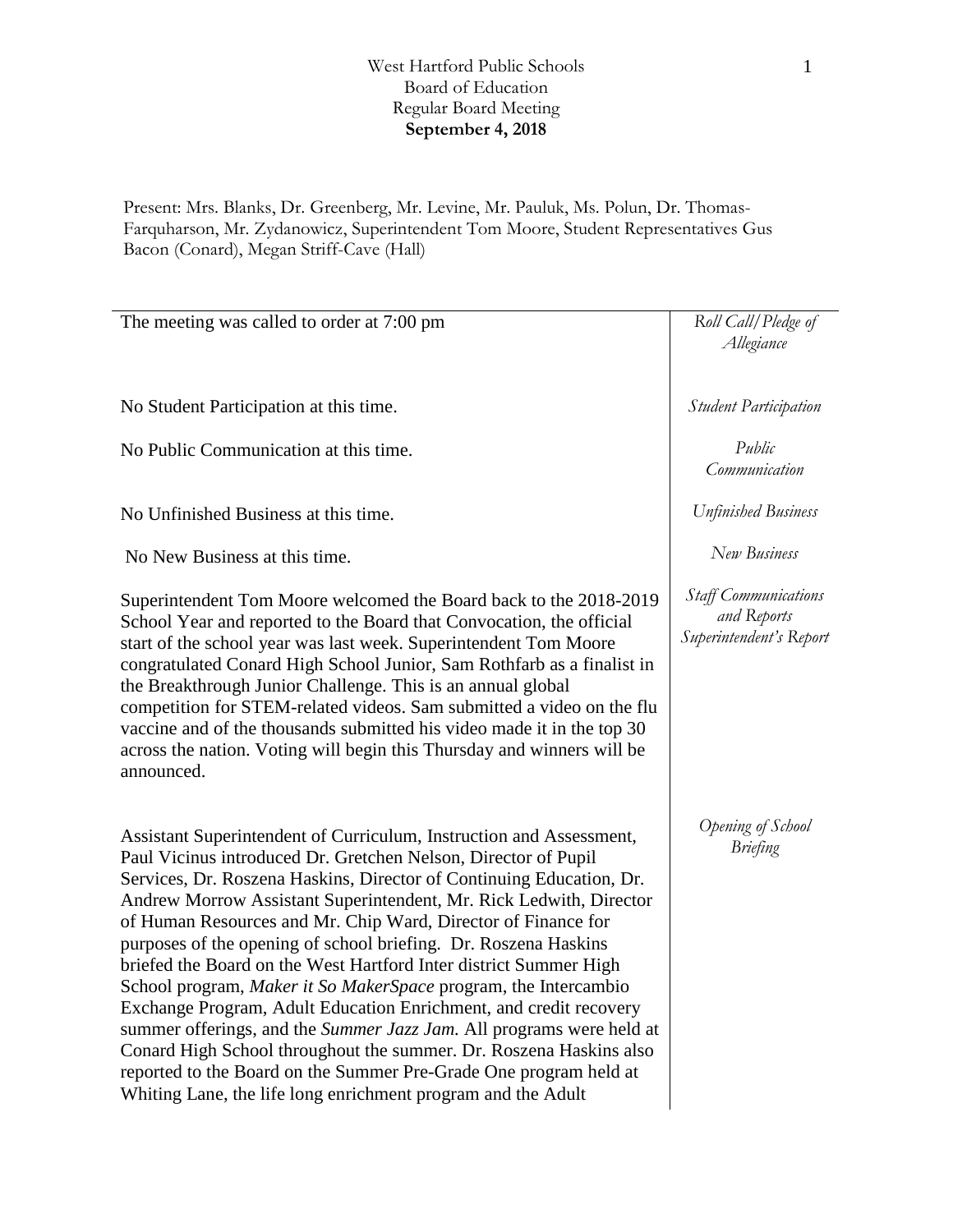West Hartford Public Schools
Board of Education
Regular Board Meeting
**September 4, 2018**

Present: Mrs. Blanks, Dr. Greenberg, Mr. Levine, Mr. Pauluk, Ms. Polun, Dr. Thomas-Farquharson, Mr. Zydanowicz, Superintendent Tom Moore, Student Representatives Gus Bacon (Conard), Megan Striff-Cave (Hall)

| | |
|---|---|
| The meeting was called to order at 7:00 pm | *Roll Call/Pledge of Allegiance* |
| No Student Participation at this time. | *Student Participation* |
| No Public Communication at this time. | *Public Communication* |
| No Unfinished Business at this time. | *Unfinished Business* |
| No New Business at this time. | *New Business* |
| Superintendent Tom Moore welcomed the Board back to the 2018-2019 School Year and reported to the Board that Convocation, the official start of the school year was last week. Superintendent Tom Moore congratulated Conard High School Junior, Sam Rothfarb as a finalist in the Breakthrough Junior Challenge. This is an annual global competition for STEM-related videos. Sam submitted a video on the flu vaccine and of the thousands submitted his video made it in the top 30 across the nation. Voting will begin this Thursday and winners will be announced. | *Staff Communications and Reports Superintendent's Report* |
| Assistant Superintendent of Curriculum, Instruction and Assessment, Paul Vicinus introduced Dr. Gretchen Nelson, Director of Pupil Services, Dr. Roszena Haskins, Director of Continuing Education, Dr. Andrew Morrow Assistant Superintendent, Mr. Rick Ledwith, Director of Human Resources and Mr. Chip Ward, Director of Finance for purposes of the opening of school briefing. Dr. Roszena Haskins briefed the Board on the West Hartford Inter district Summer High School program, *Maker it So MakerSpace* program, the Intercambio Exchange Program, Adult Education Enrichment, and credit recovery summer offerings, and the *Summer Jazz Jam*. All programs were held at Conard High School throughout the summer. Dr. Roszena Haskins also reported to the Board on the Summer Pre-Grade One program held at Whiting Lane, the life long enrichment program and the Adult | *Opening of School Briefing* |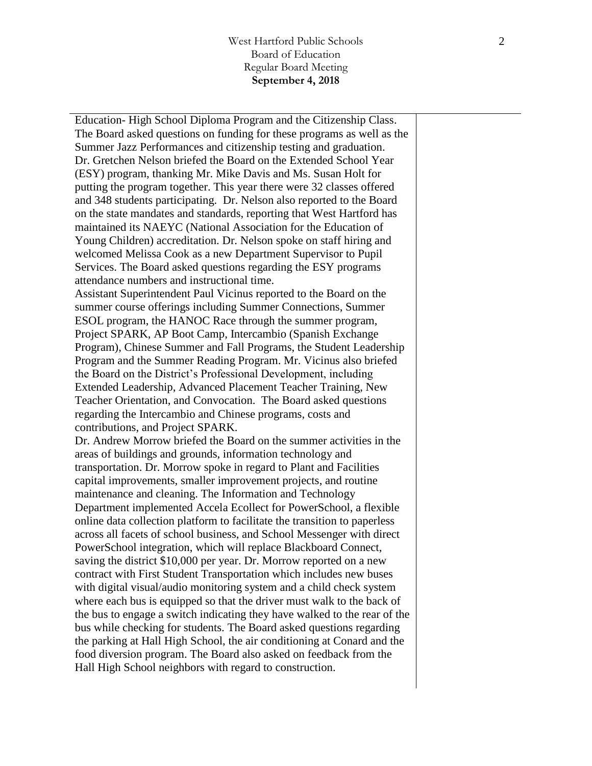Education- High School Diploma Program and the Citizenship Class. The Board asked questions on funding for these programs as well as the Summer Jazz Performances and citizenship testing and graduation.

Dr. Gretchen Nelson briefed the Board on the Extended School Year (ESY) program, thanking Mr. Mike Davis and Ms. Susan Holt for putting the program together. This year there were 32 classes offered and 348 students participating. Dr. Nelson also reported to the Board on the state mandates and standards, reporting that West Hartford has maintained its NAEYC (National Association for the Education of Young Children) accreditation. Dr. Nelson spoke on staff hiring and welcomed Melissa Cook as a new Department Supervisor to Pupil Services. The Board asked questions regarding the ESY programs attendance numbers and instructional time.

Assistant Superintendent Paul Vicinus reported to the Board on the summer course offerings including Summer Connections, Summer ESOL program, the HANOC Race through the summer program, Project SPARK, AP Boot Camp, Intercambio (Spanish Exchange Program), Chinese Summer and Fall Programs, the Student Leadership Program and the Summer Reading Program. Mr. Vicinus also briefed the Board on the District's Professional Development, including Extended Leadership, Advanced Placement Teacher Training, New Teacher Orientation, and Convocation. The Board asked questions regarding the Intercambio and Chinese programs, costs and contributions, and Project SPARK.

Dr. Andrew Morrow briefed the Board on the summer activities in the areas of buildings and grounds, information technology and transportation. Dr. Morrow spoke in regard to Plant and Facilities capital improvements, smaller improvement projects, and routine maintenance and cleaning. The Information and Technology Department implemented Accela Ecollect for PowerSchool, a flexible online data collection platform to facilitate the transition to paperless across all facets of school business, and School Messenger with direct PowerSchool integration, which will replace Blackboard Connect, saving the district $10,000 per year. Dr. Morrow reported on a new contract with First Student Transportation which includes new buses with digital visual/audio monitoring system and a child check system where each bus is equipped so that the driver must walk to the back of the bus to engage a switch indicating they have walked to the rear of the bus while checking for students. The Board asked questions regarding the parking at Hall High School, the air conditioning at Conard and the food diversion program. The Board also asked on feedback from the Hall High School neighbors with regard to construction.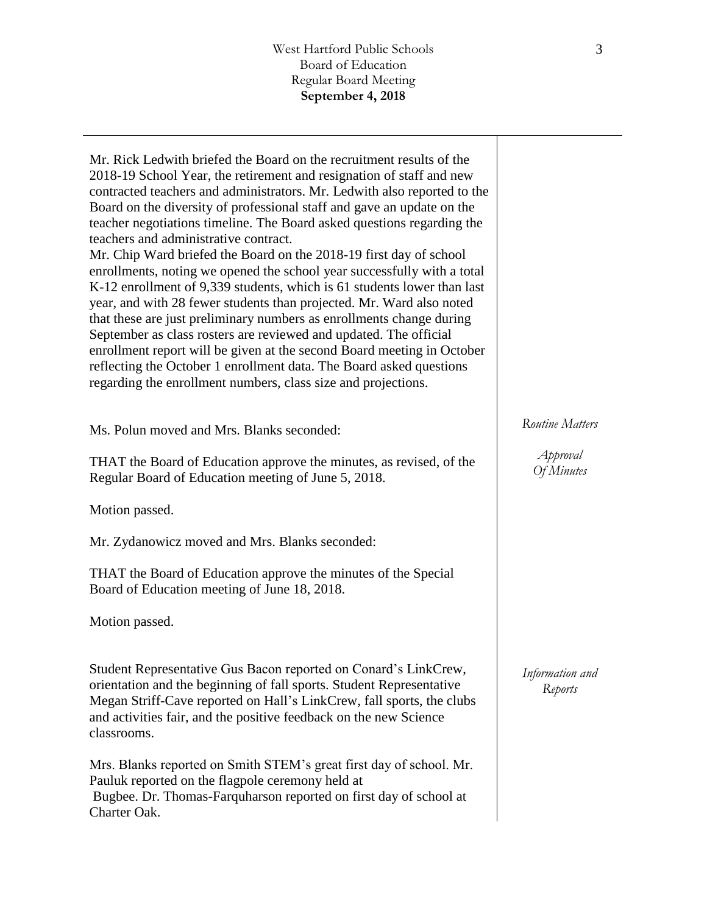Mr. Rick Ledwith briefed the Board on the recruitment results of the 2018-19 School Year, the retirement and resignation of staff and new contracted teachers and administrators. Mr. Ledwith also reported to the Board on the diversity of professional staff and gave an update on the teacher negotiations timeline. The Board asked questions regarding the teachers and administrative contract.
Mr. Chip Ward briefed the Board on the 2018-19 first day of school enrollments, noting we opened the school year successfully with a total K-12 enrollment of 9,339 students, which is 61 students lower than last year, and with 28 fewer students than projected. Mr. Ward also noted that these are just preliminary numbers as enrollments change during September as class rosters are reviewed and updated. The official enrollment report will be given at the second Board meeting in October reflecting the October 1 enrollment data. The Board asked questions regarding the enrollment numbers, class size and projections.

*Routine Matters*

*Approval Of Minutes*

Ms. Polun moved and Mrs. Blanks seconded:

THAT the Board of Education approve the minutes, as revised, of the Regular Board of Education meeting of June 5, 2018.

Motion passed.

Mr. Zydanowicz moved and Mrs. Blanks seconded:

THAT the Board of Education approve the minutes of the Special Board of Education meeting of June 18, 2018.

Motion passed.

*Information and Reports*

Student Representative Gus Bacon reported on Conard's LinkCrew, orientation and the beginning of fall sports. Student Representative Megan Striff-Cave reported on Hall's LinkCrew, fall sports, the clubs and activities fair, and the positive feedback on the new Science classrooms.

Mrs. Blanks reported on Smith STEM's great first day of school. Mr. Pauluk reported on the flagpole ceremony held at Bugbee. Dr. Thomas-Farquharson reported on first day of school at Charter Oak.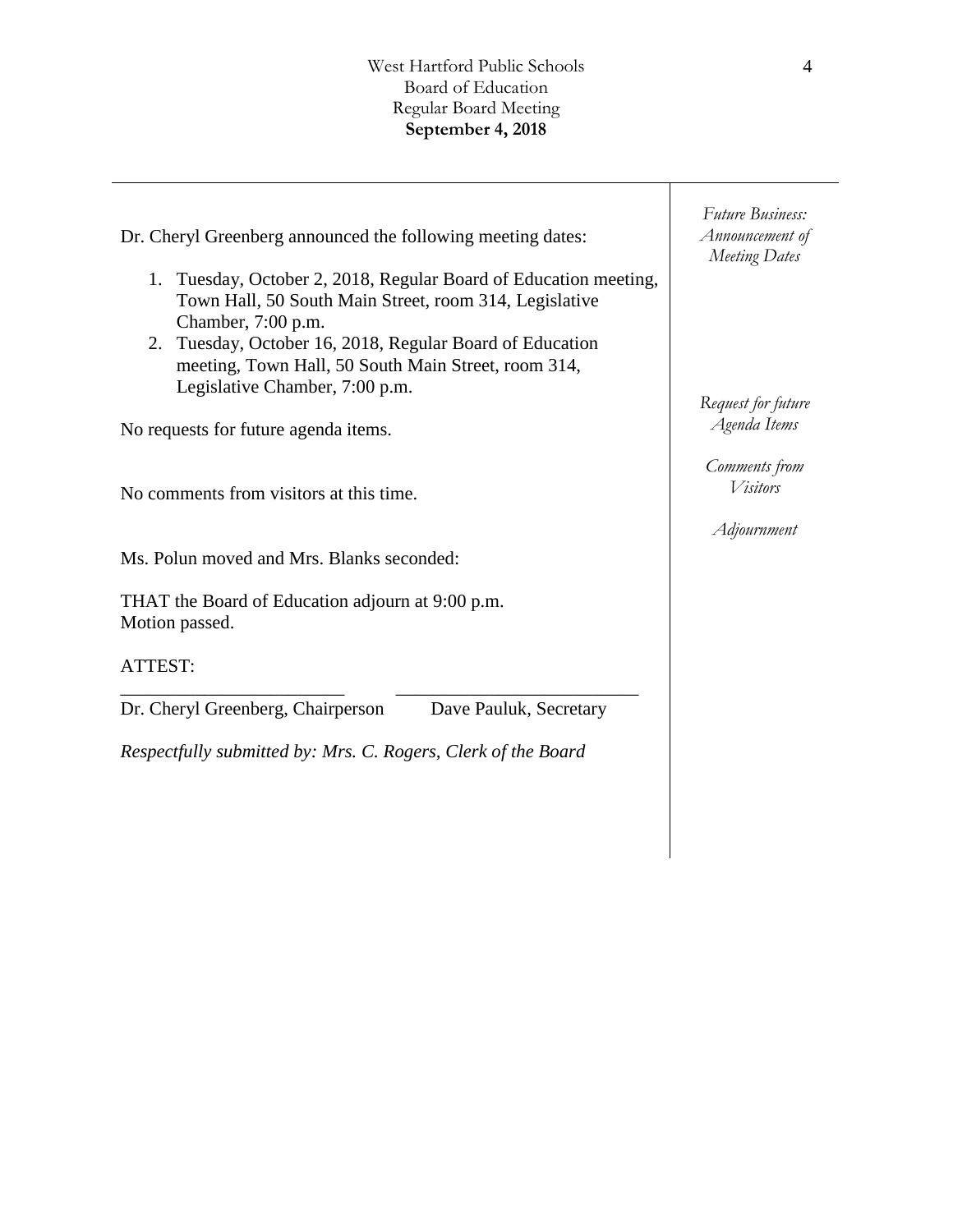*Future Business: Announcement of Meeting Dates*

Dr. Cheryl Greenberg announced the following meeting dates:

1. Tuesday, October 2, 2018, Regular Board of Education meeting, Town Hall, 50 South Main Street, room 314, Legislative Chamber, 7:00 p.m.
2. Tuesday, October 16, 2018, Regular Board of Education meeting, Town Hall, 50 South Main Street, room 314, Legislative Chamber, 7:00 p.m.

*Request for future Agenda Items*

No requests for future agenda items.

*Comments from Visitors*

No comments from visitors at this time.

*Adjournment*

Ms. Polun moved and Mrs. Blanks seconded:

THAT the Board of Education adjourn at 9:00 p.m.
Motion passed.

ATTEST:

\_\_\_\_\_\_\_\_\_\_\_\_\_\_\_\_\_\_\_\_\_\_\_\_ \_\_\_\_\_\_\_\_\_\_\_\_\_\_\_\_\_\_\_\_\_\_\_\_\_\_

Dr. Cheryl Greenberg, Chairperson     Dave Pauluk, Secretary

*Respectfully submitted by: Mrs. C. Rogers, Clerk of the Board*